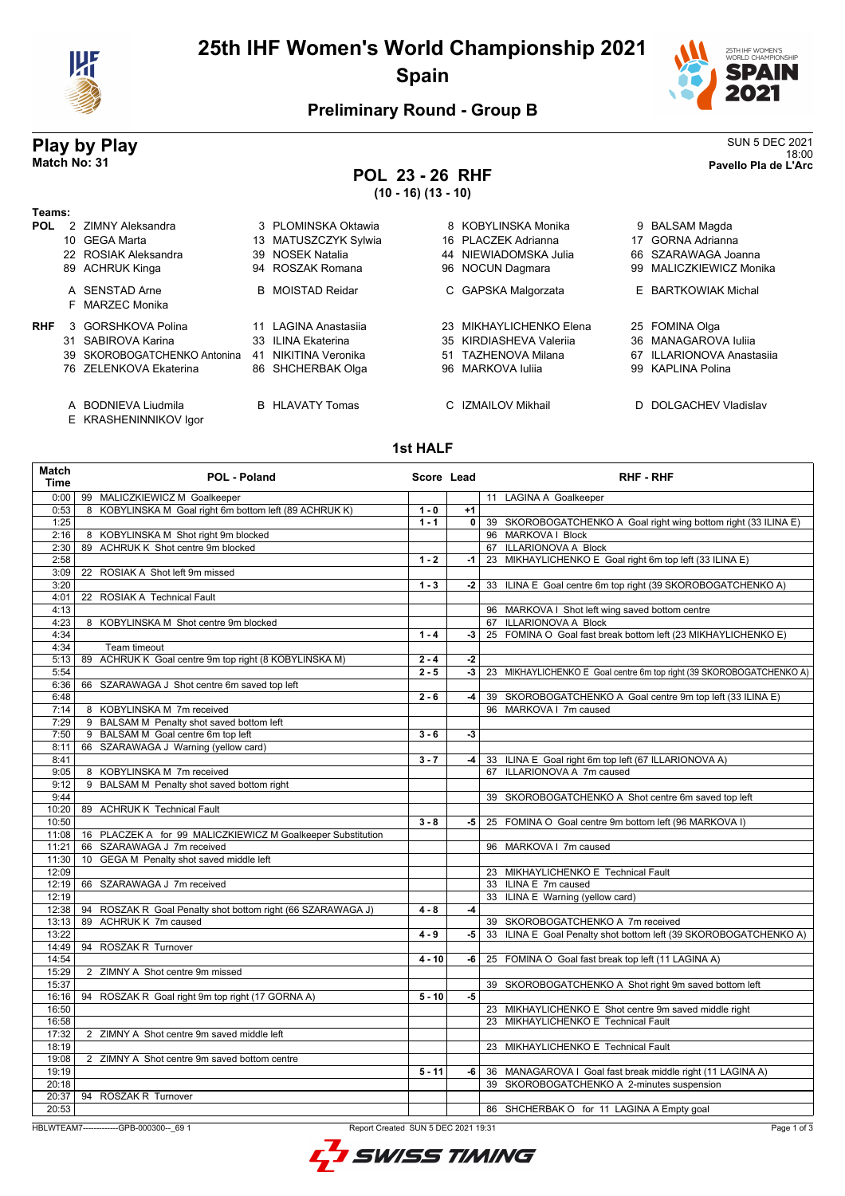# 25th IHF Women's World Championship 2021

## Spain

### Preliminary Round - Group B

## Play by Play

**Match No: 31**

SUN 5 DEC 2021
18:00
**Pavello Pla de L'Arc**

## POL 23 - 26 RHF

**(10 - 16) (13 - 10)**

**Teams:**

**POL**
2 ZIMNY Aleksandra, 3 PLOMINSKA Oktawia, 8 KOBYLINSKA Monika, 9 BALSAM Magda
10 GEGA Marta, 13 MATUSZCZYK Sylwia, 16 PLACZEK Adrianna, 17 GORNA Adrianna
22 ROSIAK Aleksandra, 39 NOSEK Natalia, 44 NIEWIADOMSKA Julia, 66 SZARAWAGA Joanna
89 ACHRUK Kinga, 94 ROSZAK Romana, 96 NOCUN Dagmara, 99 MALICZKIEWICZ Monika

A SENSTAD Arne, B MOISTAD Reidar, C GAPSKA Malgorzata, E BARTKOWIAK Michal
F MARZEC Monika

**RHF**
3 GORSHKOVA Polina, 11 LAGINA Anastasiia, 23 MIKHAYLICHENKO Elena, 25 FOMINA Olga
31 SABIROVA Karina, 33 ILINA Ekaterina, 35 KIRDIASHEVA Valeriia, 36 MANAGAROVA Iuliia
39 SKOROBOGATCHENKO Antonina, 41 NIKITINA Veronika, 51 TAZHENOVA Milana, 67 ILLARIONOVA Anastasiia
76 ZELENKOVA Ekaterina, 86 SHCHERBAK Olga, 96 MARKOVA Iuliia, 99 KAPLINA Polina

A BODNIEVA Liudmila, B HLAVATY Tomas, C IZMAILOV Mikhail, D DOLGACHEV Vladislav
E KRASHENINNIKOV Igor

### 1st HALF

| Match Time | POL - Poland | Score | Lead | RHF - RHF |
|---|---|---|---|---|
| 0:00 | 99 MALICZKIEWICZ M Goalkeeper | | | 11 LAGINA A Goalkeeper |
| 0:53 | 8 KOBYLINSKA M Goal right 6m bottom left (89 ACHRUK K) | 1 - 0 | +1 | |
| 1:25 | | 1 - 1 | 0 | 39 SKOROBOGATCHENKO A Goal right wing bottom right (33 ILINA E) |
| 2:16 | 8 KOBYLINSKA M Shot right 9m blocked | | | 96 MARKOVA I Block |
| 2:30 | 89 ACHRUK K Shot centre 9m blocked | | | 67 ILLARIONOVA A Block |
| 2:58 | | 1 - 2 | -1 | 23 MIKHAYLICHENKO E Goal right 6m top left (33 ILINA E) |
| 3:09 | 22 ROSIAK A Shot left 9m missed | | | |
| 3:20 | | 1 - 3 | -2 | 33 ILINA E Goal centre 6m top right (39 SKOROBOGATCHENKO A) |
| 4:01 | 22 ROSIAK A Technical Fault | | | |
| 4:13 | | | | 96 MARKOVA I Shot left wing saved bottom centre |
| 4:23 | 8 KOBYLINSKA M Shot centre 9m blocked | | | 67 ILLARIONOVA A Block |
| 4:34 | | 1 - 4 | -3 | 25 FOMINA O Goal fast break bottom left (23 MIKHAYLICHENKO E) |
| 4:34 | Team timeout | | | |
| 5:13 | 89 ACHRUK K Goal centre 9m top right (8 KOBYLINSKA M) | 2 - 4 | -2 | |
| 5:54 | | 2 - 5 | -3 | 23 MIKHAYLICHENKO E Goal centre 6m top right (39 SKOROBOGATCHENKO A) |
| 6:36 | 66 SZARAWAGA J Shot centre 6m saved top left | | | |
| 6:48 | | 2 - 6 | -4 | 39 SKOROBOGATCHENKO A Goal centre 9m top left (33 ILINA E) |
| 7:14 | 8 KOBYLINSKA M 7m received | | | 96 MARKOVA I 7m caused |
| 7:29 | 9 BALSAM M Penalty shot saved bottom left | | | |
| 7:50 | 9 BALSAM M Goal centre 6m top left | 3 - 6 | -3 | |
| 8:11 | 66 SZARAWAGA J Warning (yellow card) | | | |
| 8:41 | | 3 - 7 | -4 | 33 ILINA E Goal right 6m top left (67 ILLARIONOVA A) |
| 9:05 | 8 KOBYLINSKA M 7m received | | | 67 ILLARIONOVA A 7m caused |
| 9:12 | 9 BALSAM M Penalty shot saved bottom right | | | |
| 9:44 | | | | 39 SKOROBOGATCHENKO A Shot centre 6m saved top left |
| 10:20 | 89 ACHRUK K Technical Fault | | | |
| 10:50 | | 3 - 8 | -5 | 25 FOMINA O Goal centre 9m bottom left (96 MARKOVA I) |
| 11:08 | 16 PLACZEK A for 99 MALICZKIEWICZ M Goalkeeper Substitution | | | |
| 11:21 | 66 SZARAWAGA J 7m received | | | 96 MARKOVA I 7m caused |
| 11:30 | 10 GEGA M Penalty shot saved middle left | | | |
| 12:09 | | | | 23 MIKHAYLICHENKO E Technical Fault |
| 12:19 | 66 SZARAWAGA J 7m received | | | 33 ILINA E 7m caused |
| 12:19 | | | | 33 ILINA E Warning (yellow card) |
| 12:38 | 94 ROSZAK R Goal Penalty shot bottom right (66 SZARAWAGA J) | 4 - 8 | -4 | |
| 13:13 | 89 ACHRUK K 7m caused | | | 39 SKOROBOGATCHENKO A 7m received |
| 13:22 | | 4 - 9 | -5 | 33 ILINA E Goal Penalty shot bottom left (39 SKOROBOGATCHENKO A) |
| 14:49 | 94 ROSZAK R Turnover | | | |
| 14:54 | | 4 - 10 | -6 | 25 FOMINA O Goal fast break top left (11 LAGINA A) |
| 15:29 | 2 ZIMNY A Shot centre 9m missed | | | |
| 15:37 | | | | 39 SKOROBOGATCHENKO A Shot right 9m saved bottom left |
| 16:16 | 94 ROSZAK R Goal right 9m top right (17 GORNA A) | 5 - 10 | -5 | |
| 16:50 | | | | 23 MIKHAYLICHENKO E Shot centre 9m saved middle right |
| 16:58 | | | | 23 MIKHAYLICHENKO E Technical Fault |
| 17:32 | 2 ZIMNY A Shot centre 9m saved middle left | | | |
| 18:19 | | | | 23 MIKHAYLICHENKO E Technical Fault |
| 19:08 | 2 ZIMNY A Shot centre 9m saved bottom centre | | | |
| 19:19 | | 5 - 11 | -6 | 36 MANAGAROVA I Goal fast break middle right (11 LAGINA A) |
| 20:18 | | | | 39 SKOROBOGATCHENKO A 2-minutes suspension |
| 20:37 | 94 ROSZAK R Turnover | | | |
| 20:53 | | | | 86 SHCHERBAK O for 11 LAGINA A Empty goal |

HBLWTEAM7-------------GPB-000300--_69 1 Report Created SUN 5 DEC 2021 19:31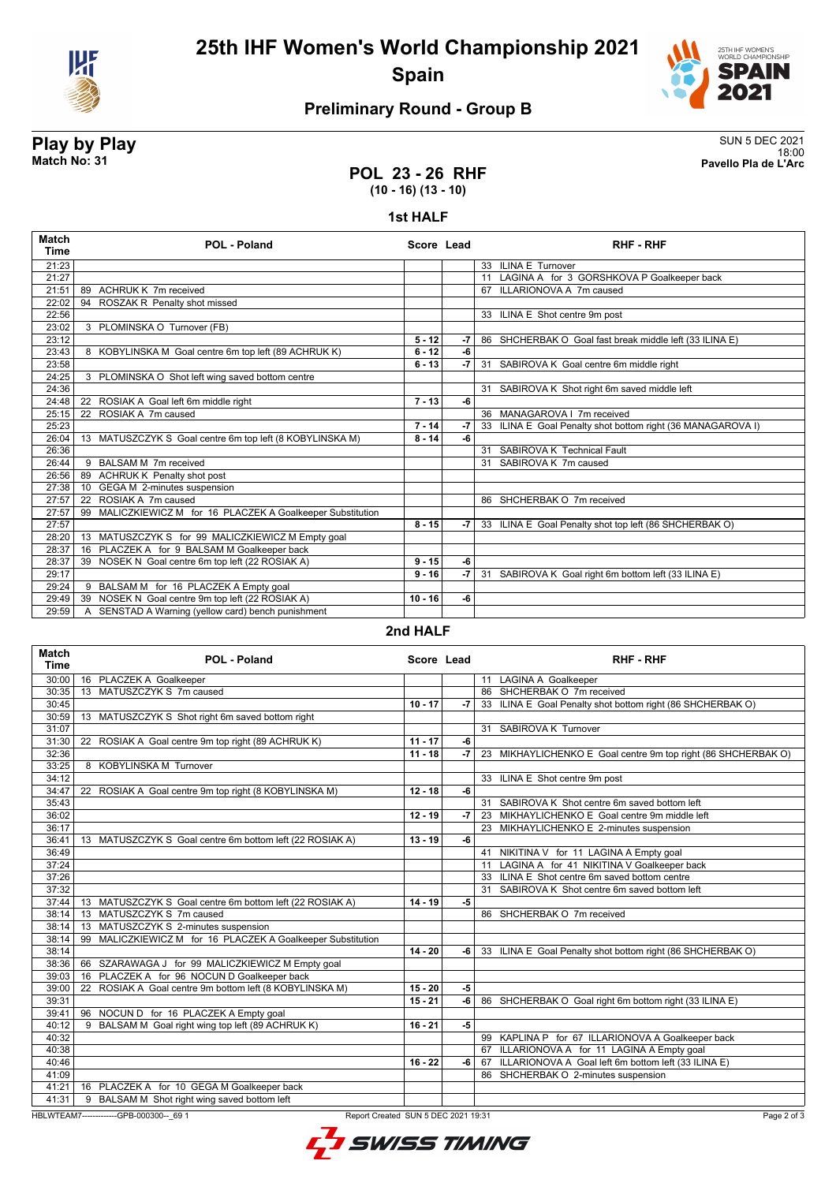# 25th IHF Women's World Championship 2021

**Spain**

## Preliminary Round - Group B

**Play by Play** SUN 5 DEC 2021

**Match No: 31** 18:00

**Pavello Pla de L'Arc**

## POL 23 - 26 RHF

**(10 - 16) (13 - 10)**

### 1st HALF

| Match Time | POL - Poland | Score | Lead | RHF - RHF |
|---|---|---|---|---|
| 21:23 | | | | 33 ILINA E Turnover |
| 21:27 | | | | 11 LAGINA A for 3 GORSHKOVA P Goalkeeper back |
| 21:51 | 89 ACHRUK K 7m received | | | 67 ILLARIONOVA A 7m caused |
| 22:02 | 94 ROSZAK R Penalty shot missed | | | |
| 22:56 | | | | 33 ILINA E Shot centre 9m post |
| 23:02 | 3 PLOMINSKA O Turnover (FB) | | | |
| 23:12 | | 5 - 12 | -7 | 86 SHCHERBAK O Goal fast break middle left (33 ILINA E) |
| 23:43 | 8 KOBYLINSKA M Goal centre 6m top left (89 ACHRUK K) | 6 - 12 | -6 | |
| 23:58 | | 6 - 13 | -7 | 31 SABIROVA K Goal centre 6m middle right |
| 24:25 | 3 PLOMINSKA O Shot left wing saved bottom centre | | | |
| 24:36 | | | | 31 SABIROVA K Shot right 6m saved middle left |
| 24:48 | 22 ROSIAK A Goal left 6m middle right | 7 - 13 | -6 | |
| 25:15 | 22 ROSIAK A 7m caused | | | 36 MANAGAROVA I 7m received |
| 25:23 | | 7 - 14 | -7 | 33 ILINA E Goal Penalty shot bottom right (36 MANAGAROVA I) |
| 26:04 | 13 MATUSZCZYK S Goal centre 6m top left (8 KOBYLINSKA M) | 8 - 14 | -6 | |
| 26:36 | | | | 31 SABIROVA K Technical Fault |
| 26:44 | 9 BALSAM M 7m received | | | 31 SABIROVA K 7m caused |
| 26:56 | 89 ACHRUK K Penalty shot post | | | |
| 27:38 | 10 GEGA M 2-minutes suspension | | | |
| 27:57 | 22 ROSIAK A 7m caused | | | 86 SHCHERBAK O 7m received |
| 27:57 | 99 MALICZKIEWICZ M for 16 PLACZEK A Goalkeeper Substitution | | | |
| 27:57 | | 8 - 15 | -7 | 33 ILINA E Goal Penalty shot top left (86 SHCHERBAK O) |
| 28:20 | 13 MATUSZCZYK S for 99 MALICZKIEWICZ M Empty goal | | | |
| 28:37 | 16 PLACZEK A for 9 BALSAM M Goalkeeper back | | | |
| 28:37 | 39 NOSEK N Goal centre 6m top left (22 ROSIAK A) | 9 - 15 | -6 | |
| 29:17 | | 9 - 16 | -7 | 31 SABIROVA K Goal right 6m bottom left (33 ILINA E) |
| 29:24 | 9 BALSAM M for 16 PLACZEK A Empty goal | | | |
| 29:49 | 39 NOSEK N Goal centre 9m top left (22 ROSIAK A) | 10 - 16 | -6 | |
| 29:59 | A SENSTAD A Warning (yellow card) bench punishment | | | |

### 2nd HALF

| Match Time | POL - Poland | Score | Lead | RHF - RHF |
|---|---|---|---|---|
| 30:00 | 16 PLACZEK A Goalkeeper | | | 11 LAGINA A Goalkeeper |
| 30:35 | 13 MATUSZCZYK S 7m caused | | | 86 SHCHERBAK O 7m received |
| 30:45 | | 10 - 17 | -7 | 33 ILINA E Goal Penalty shot bottom right (86 SHCHERBAK O) |
| 30:59 | 13 MATUSZCZYK S Shot right 6m saved bottom right | | | |
| 31:07 | | | | 31 SABIROVA K Turnover |
| 31:30 | 22 ROSIAK A Goal centre 9m top right (89 ACHRUK K) | 11 - 17 | -6 | |
| 32:36 | | 11 - 18 | -7 | 23 MIKHAYLICHENKO E Goal centre 9m top right (86 SHCHERBAK O) |
| 33:25 | 8 KOBYLINSKA M Turnover | | | |
| 34:12 | | | | 33 ILINA E Shot centre 9m post |
| 34:47 | 22 ROSIAK A Goal centre 9m top right (8 KOBYLINSKA M) | 12 - 18 | -6 | |
| 35:43 | | | | 31 SABIROVA K Shot centre 6m saved bottom left |
| 36:02 | | 12 - 19 | -7 | 23 MIKHAYLICHENKO E Goal centre 9m middle left |
| 36:17 | | | | 23 MIKHAYLICHENKO E 2-minutes suspension |
| 36:41 | 13 MATUSZCZYK S Goal centre 6m bottom left (22 ROSIAK A) | 13 - 19 | -6 | |
| 36:49 | | | | 41 NIKITINA V for 11 LAGINA A Empty goal |
| 37:24 | | | | 11 LAGINA A for 41 NIKITINA V Goalkeeper back |
| 37:26 | | | | 33 ILINA E Shot centre 6m saved bottom centre |
| 37:32 | | | | 31 SABIROVA K Shot centre 6m saved bottom left |
| 37:44 | 13 MATUSZCZYK S Goal centre 6m bottom left (22 ROSIAK A) | 14 - 19 | -5 | |
| 38:14 | 13 MATUSZCZYK S 7m caused | | | 86 SHCHERBAK O 7m received |
| 38:14 | 13 MATUSZCZYK S 2-minutes suspension | | | |
| 38:14 | 99 MALICZKIEWICZ M for 16 PLACZEK A Goalkeeper Substitution | | | |
| 38:14 | | 14 - 20 | -6 | 33 ILINA E Goal Penalty shot bottom right (86 SHCHERBAK O) |
| 38:36 | 66 SZARAWAGA J for 99 MALICZKIEWICZ M Empty goal | | | |
| 39:03 | 16 PLACZEK A for 96 NOCUN D Goalkeeper back | | | |
| 39:00 | 22 ROSIAK A Goal centre 9m bottom left (8 KOBYLINSKA M) | 15 - 20 | -5 | |
| 39:31 | | 15 - 21 | -6 | 86 SHCHERBAK O Goal right 6m bottom right (33 ILINA E) |
| 39:41 | 96 NOCUN D for 16 PLACZEK A Empty goal | | | |
| 40:12 | 9 BALSAM M Goal right wing top left (89 ACHRUK K) | 16 - 21 | -5 | |
| 40:32 | | | | 99 KAPLINA P for 67 ILLARIONOVA A Goalkeeper back |
| 40:38 | | | | 67 ILLARIONOVA A for 11 LAGINA A Empty goal |
| 40:46 | | 16 - 22 | -6 | 67 ILLARIONOVA A Goal left 6m bottom left (33 ILINA E) |
| 41:09 | | | | 86 SHCHERBAK O 2-minutes suspension |
| 41:21 | 16 PLACZEK A for 10 GEGA M Goalkeeper back | | | |
| 41:31 | 9 BALSAM M Shot right wing saved bottom left | | | |

HBLWTEAM7-------------GPB-000300--_69 1 Report Created SUN 5 DEC 2021 19:31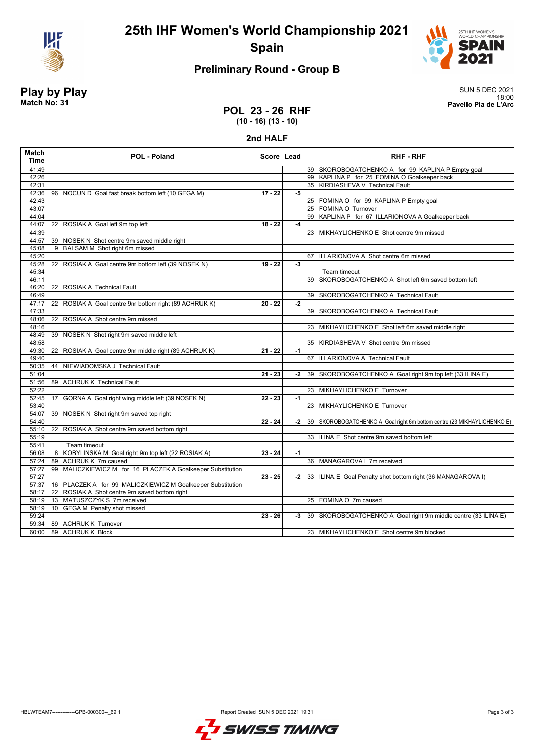# 25th IHF Women's World Championship 2021

## Spain

### Preliminary Round - Group B

**Play by Play**
**Match No: 31**

SUN 5 DEC 2021
18:00
**Pavello Pla de L'Arc**

## POL 23 - 26 RHF

**(10 - 16) (13 - 10)**

### 2nd HALF

| Match Time | POL - Poland | Score | Lead | RHF - RHF |
|---|---|---|---|---|
| 41:49 | | | | 39 SKOROBOGATCHENKO A for 99 KAPLINA P Empty goal |
| 42:26 | | | | 99 KAPLINA P for 25 FOMINA O Goalkeeper back |
| 42:31 | | | | 35 KIRDIASHEVA V Technical Fault |
| 42:36 | 96 NOCUN D Goal fast break bottom left (10 GEGA M) | 17 - 22 | -5 | |
| 42:43 | | | | 25 FOMINA O for 99 KAPLINA P Empty goal |
| 43:07 | | | | 25 FOMINA O Turnover |
| 44:04 | | | | 99 KAPLINA P for 67 ILLARIONOVA A Goalkeeper back |
| 44:07 | 22 ROSIAK A Goal left 9m top left | 18 - 22 | -4 | |
| 44:39 | | | | 23 MIKHAYLICHENKO E Shot centre 9m missed |
| 44:57 | 39 NOSEK N Shot centre 9m saved middle right | | | |
| 45:08 | 9 BALSAM M Shot right 6m missed | | | |
| 45:20 | | | | 67 ILLARIONOVA A Shot centre 6m missed |
| 45:28 | 22 ROSIAK A Goal centre 9m bottom left (39 NOSEK N) | 19 - 22 | -3 | |
| 45:34 | | | | Team timeout |
| 46:11 | | | | 39 SKOROBOGATCHENKO A Shot left 6m saved bottom left |
| 46:20 | 22 ROSIAK A Technical Fault | | | |
| 46:49 | | | | 39 SKOROBOGATCHENKO A Technical Fault |
| 47:17 | 22 ROSIAK A Goal centre 9m bottom right (89 ACHRUK K) | 20 - 22 | -2 | |
| 47:33 | | | | 39 SKOROBOGATCHENKO A Technical Fault |
| 48:06 | 22 ROSIAK A Shot centre 9m missed | | | |
| 48:16 | | | | 23 MIKHAYLICHENKO E Shot left 6m saved middle right |
| 48:49 | 39 NOSEK N Shot right 9m saved middle left | | | |
| 48:58 | | | | 35 KIRDIASHEVA V Shot centre 9m missed |
| 49:30 | 22 ROSIAK A Goal centre 9m middle right (89 ACHRUK K) | 21 - 22 | -1 | |
| 49:40 | | | | 67 ILLARIONOVA A Technical Fault |
| 50:35 | 44 NIEWIADOMSKA J Technical Fault | | | |
| 51:04 | | 21 - 23 | -2 | 39 SKOROBOGATCHENKO A Goal right 9m top left (33 ILINA E) |
| 51:56 | 89 ACHRUK K Technical Fault | | | |
| 52:22 | | | | 23 MIKHAYLICHENKO E Turnover |
| 52:45 | 17 GORNA A Goal right wing middle left (39 NOSEK N) | 22 - 23 | -1 | |
| 53:40 | | | | 23 MIKHAYLICHENKO E Turnover |
| 54:07 | 39 NOSEK N Shot right 9m saved top right | | | |
| 54:40 | | 22 - 24 | -2 | 39 SKOROBOGATCHENKO A Goal right 6m bottom centre (23 MIKHAYLICHENKO E) |
| 55:10 | 22 ROSIAK A Shot centre 9m saved bottom right | | | |
| 55:19 | | | | 33 ILINA E Shot centre 9m saved bottom left |
| 55:41 | Team timeout | | | |
| 56:08 | 8 KOBYLINSKA M Goal right 9m top left (22 ROSIAK A) | 23 - 24 | -1 | |
| 57:24 | 89 ACHRUK K 7m caused | | | 36 MANAGAROVA I 7m received |
| 57:27 | 99 MALICZKIEWICZ M for 16 PLACZEK A Goalkeeper Substitution | | | |
| 57:27 | | 23 - 25 | -2 | 33 ILINA E Goal Penalty shot bottom right (36 MANAGAROVA I) |
| 57:37 | 16 PLACZEK A for 99 MALICZKIEWICZ M Goalkeeper Substitution | | | |
| 58:17 | 22 ROSIAK A Shot centre 9m saved bottom right | | | |
| 58:19 | 13 MATUSZCZYK S 7m received | | | 25 FOMINA O 7m caused |
| 58:19 | 10 GEGA M Penalty shot missed | | | |
| 59:24 | | 23 - 26 | -3 | 39 SKOROBOGATCHENKO A Goal right 9m middle centre (33 ILINA E) |
| 59:34 | 89 ACHRUK K Turnover | | | |
| 60:00 | 89 ACHRUK K Block | | | 23 MIKHAYLICHENKO E Shot centre 9m blocked |

HBLWTEAM7-------------GPB-000300--_69 1 Report Created SUN 5 DEC 2021 19:31